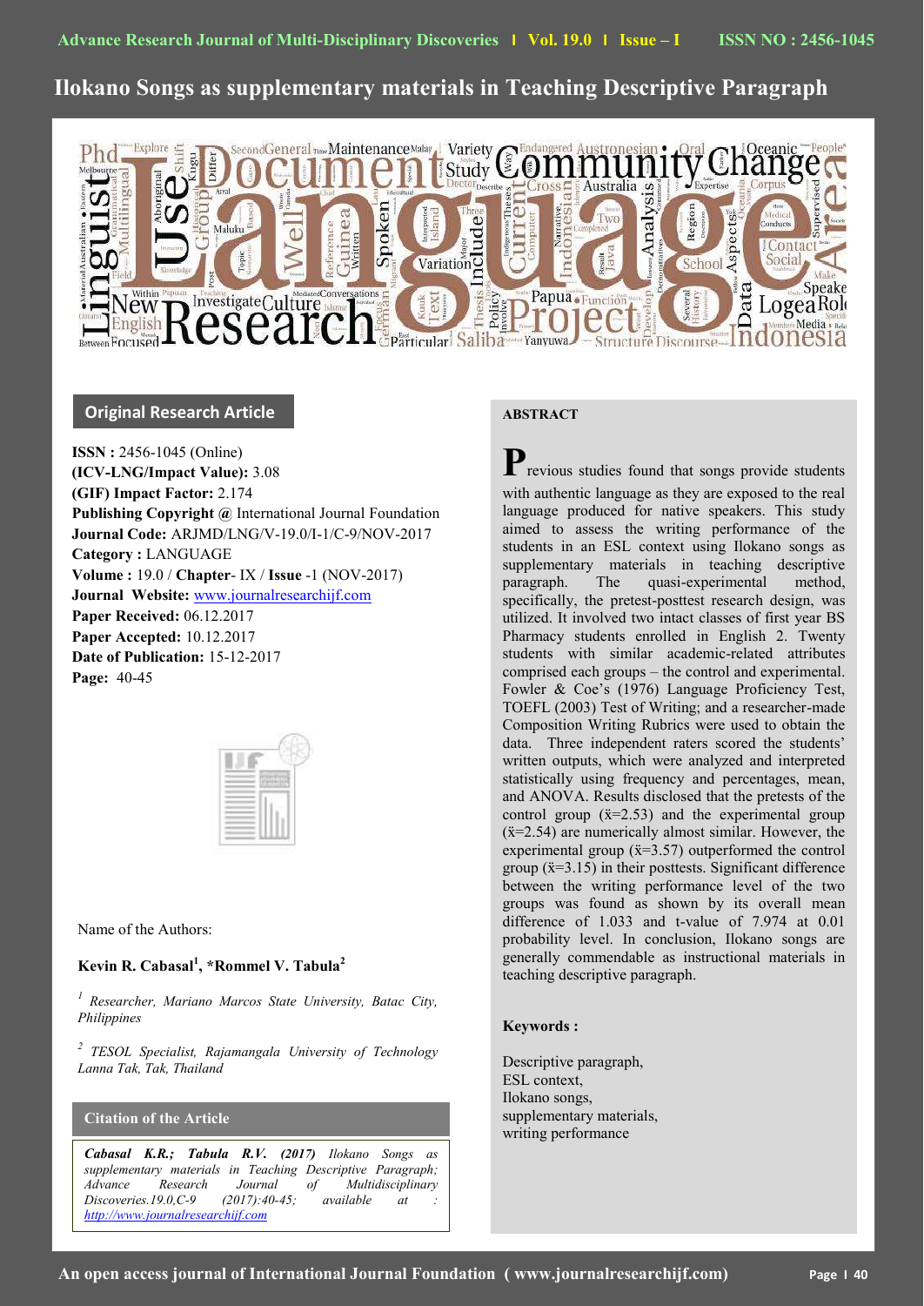# Ilokano Songs as supplementary materials in Teaching Descriptive Paragraph

## Original Research Article

**ISSN :** 2456-1045 (Online)
**(ICV-LNG/Impact Value):** 3.08
**(GIF) Impact Factor:** 2.174
**Publishing Copyright @** International Journal Foundation
**Journal Code:** ARJMD/LNG/V-19.0/I-1/C-9/NOV-2017
**Category :** LANGUAGE
**Volume :** 19.0 / **Chapter**- IX / **Issue** -1 (NOV-2017)
**Journal Website:** www.journalresearchijf.com
**Paper Received:** 06.12.2017
**Paper Accepted:** 10.12.2017
**Date of Publication:** 15-12-2017
**Page:** 40-45

Name of the Authors:

**Kevin R. Cabasal[1], *Rommel V. Tabula[2]**

[1] *Researcher, Mariano Marcos State University, Batac City, Philippines*

[2] *TESOL Specialist, Rajamangala University of Technology Lanna Tak, Tak, Thailand*

### Citation of the Article

***Cabasal K.R.; Tabula R.V.*** ***(2017)*** *Ilokano Songs as supplementary materials in Teaching Descriptive Paragraph; Advance Research Journal of Multidisciplinary Discoveries.19.0,C-9 (2017):40-45; available at : http://www.journalresearchijf.com*

### ABSTRACT

Previous studies found that songs provide students with authentic language as they are exposed to the real language produced for native speakers. This study aimed to assess the writing performance of the students in an ESL context using Ilokano songs as supplementary materials in teaching descriptive paragraph. The quasi-experimental method, specifically, the pretest-posttest research design, was utilized. It involved two intact classes of first year BS Pharmacy students enrolled in English 2. Twenty students with similar academic-related attributes comprised each groups – the control and experimental. Fowler & Coe's (1976) Language Proficiency Test, TOEFL (2003) Test of Writing; and a researcher-made Composition Writing Rubrics were used to obtain the data. Three independent raters scored the students' written outputs, which were analyzed and interpreted statistically using frequency and percentages, mean, and ANOVA. Results disclosed that the pretests of the control group ($\bar{x}$=2.53) and the experimental group ($\bar{x}$=2.54) are numerically almost similar. However, the experimental group ($\bar{x}$=3.57) outperformed the control group ($\bar{x}$=3.15) in their posttests. Significant difference between the writing performance level of the two groups was found as shown by its overall mean difference of 1.033 and t-value of 7.974 at 0.01 probability level. In conclusion, Ilokano songs are generally commendable as instructional materials in teaching descriptive paragraph.

**Keywords :**

Descriptive paragraph,
ESL context,
Ilokano songs,
supplementary materials,
writing performance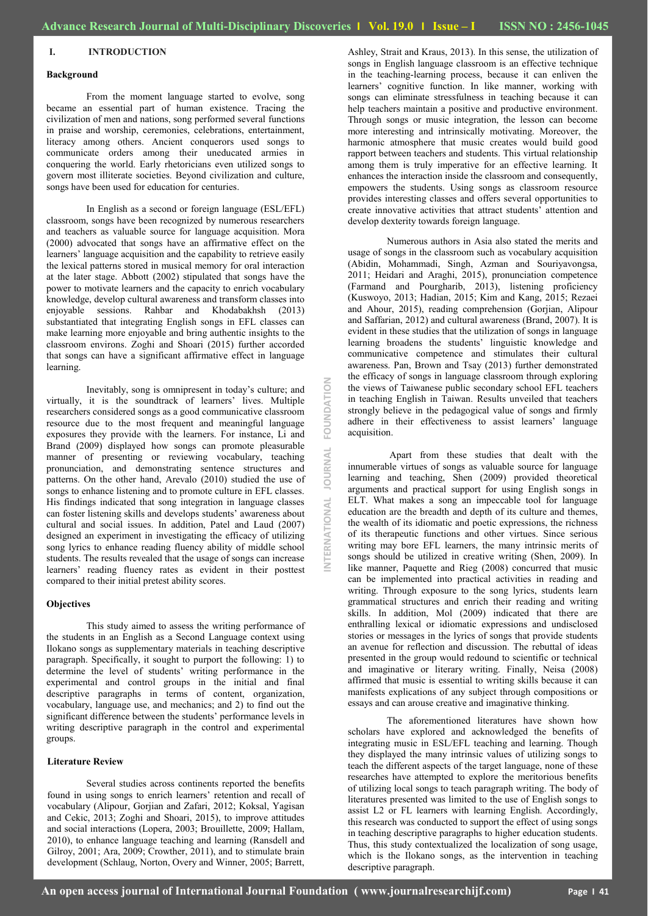## I. INTRODUCTION

### Background

From the moment language started to evolve, song became an essential part of human existence. Tracing the civilization of men and nations, song performed several functions in praise and worship, ceremonies, celebrations, entertainment, literacy among others. Ancient conquerors used songs to communicate orders among their uneducated armies in conquering the world. Early rhetoricians even utilized songs to govern most illiterate societies. Beyond civilization and culture, songs have been used for education for centuries.

In English as a second or foreign language (ESL/EFL) classroom, songs have been recognized by numerous researchers and teachers as valuable source for language acquisition. Mora (2000) advocated that songs have an affirmative effect on the learners' language acquisition and the capability to retrieve easily the lexical patterns stored in musical memory for oral interaction at the later stage. Abbott (2002) stipulated that songs have the power to motivate learners and the capacity to enrich vocabulary knowledge, develop cultural awareness and transform classes into enjoyable sessions. Rahbar and Khodabakhsh (2013) substantiated that integrating English songs in EFL classes can make learning more enjoyable and bring authentic insights to the classroom environs. Zoghi and Shoari (2015) further accorded that songs can have a significant affirmative effect in language learning.

Inevitably, song is omnipresent in today's culture; and virtually, it is the soundtrack of learners' lives. Multiple researchers considered songs as a good communicative classroom resource due to the most frequent and meaningful language exposures they provide with the learners. For instance, Li and Brand (2009) displayed how songs can promote pleasurable manner of presenting or reviewing vocabulary, teaching pronunciation, and demonstrating sentence structures and patterns. On the other hand, Arevalo (2010) studied the use of songs to enhance listening and to promote culture in EFL classes. His findings indicated that song integration in language classes can foster listening skills and develops students' awareness about cultural and social issues. In addition, Patel and Laud (2007) designed an experiment in investigating the efficacy of utilizing song lyrics to enhance reading fluency ability of middle school students. The results revealed that the usage of songs can increase learners' reading fluency rates as evident in their posttest compared to their initial pretest ability scores.

### Objectives

This study aimed to assess the writing performance of the students in an English as a Second Language context using Ilokano songs as supplementary materials in teaching descriptive paragraph. Specifically, it sought to purport the following: 1) to determine the level of students' writing performance in the experimental and control groups in the initial and final descriptive paragraphs in terms of content, organization, vocabulary, language use, and mechanics; and 2) to find out the significant difference between the students' performance levels in writing descriptive paragraph in the control and experimental groups.

### Literature Review

Several studies across continents reported the benefits found in using songs to enrich learners' retention and recall of vocabulary (Alipour, Gorjian and Zafari, 2012; Koksal, Yagisan and Cekic, 2013; Zoghi and Shoari, 2015), to improve attitudes and social interactions (Lopera, 2003; Brouillette, 2009; Hallam, 2010), to enhance language teaching and learning (Ransdell and Gilroy, 2001; Ara, 2009; Crowther, 2011), and to stimulate brain development (Schlaug, Norton, Overy and Winner, 2005; Barrett, Ashley, Strait and Kraus, 2013). In this sense, the utilization of songs in English language classroom is an effective technique in the teaching-learning process, because it can enliven the learners' cognitive function. In like manner, working with songs can eliminate stressfulness in teaching because it can help teachers maintain a positive and productive environment. Through songs or music integration, the lesson can become more interesting and intrinsically motivating. Moreover, the harmonic atmosphere that music creates would build good rapport between teachers and students. This virtual relationship among them is truly imperative for an effective learning. It enhances the interaction inside the classroom and consequently, empowers the students. Using songs as classroom resource provides interesting classes and offers several opportunities to create innovative activities that attract students' attention and develop dexterity towards foreign language.

Numerous authors in Asia also stated the merits and usage of songs in the classroom such as vocabulary acquisition (Abidin, Mohammadi, Singh, Azman and Souriyavongsa, 2011; Heidari and Araghi, 2015), pronunciation competence (Farmand and Pourgharib, 2013), listening proficiency (Kuswoyo, 2013; Hadian, 2015; Kim and Kang, 2015; Rezaei and Ahour, 2015), reading comprehension (Gorjian, Alipour and Saffarian, 2012) and cultural awareness (Brand, 2007). It is evident in these studies that the utilization of songs in language learning broadens the students' linguistic knowledge and communicative competence and stimulates their cultural awareness. Pan, Brown and Tsay (2013) further demonstrated the efficacy of songs in language classroom through exploring the views of Taiwanese public secondary school EFL teachers in teaching English in Taiwan. Results unveiled that teachers strongly believe in the pedagogical value of songs and firmly adhere in their effectiveness to assist learners' language acquisition.

Apart from these studies that dealt with the innumerable virtues of songs as valuable source for language learning and teaching, Shen (2009) provided theoretical arguments and practical support for using English songs in ELT. What makes a song an impeccable tool for language education are the breadth and depth of its culture and themes, the wealth of its idiomatic and poetic expressions, the richness of its therapeutic functions and other virtues. Since serious writing may bore EFL learners, the many intrinsic merits of songs should be utilized in creative writing (Shen, 2009). In like manner, Paquette and Rieg (2008) concurred that music can be implemented into practical activities in reading and writing. Through exposure to the song lyrics, students learn grammatical structures and enrich their reading and writing skills. In addition, Mol (2009) indicated that there are enthralling lexical or idiomatic expressions and undisclosed stories or messages in the lyrics of songs that provide students an avenue for reflection and discussion. The rebuttal of ideas presented in the group would redound to scientific or technical and imaginative or literary writing. Finally, Neisa (2008) affirmed that music is essential to writing skills because it can manifests explications of any subject through compositions or essays and can arouse creative and imaginative thinking.

The aforementioned literatures have shown how scholars have explored and acknowledged the benefits of integrating music in ESL/EFL teaching and learning. Though they displayed the many intrinsic values of utilizing songs to teach the different aspects of the target language, none of these researches have attempted to explore the meritorious benefits of utilizing local songs to teach paragraph writing. The body of literatures presented was limited to the use of English songs to assist L2 or FL learners with learning English. Accordingly, this research was conducted to support the effect of using songs in teaching descriptive paragraphs to higher education students. Thus, this study contextualized the localization of song usage, which is the Ilokano songs, as the intervention in teaching descriptive paragraph.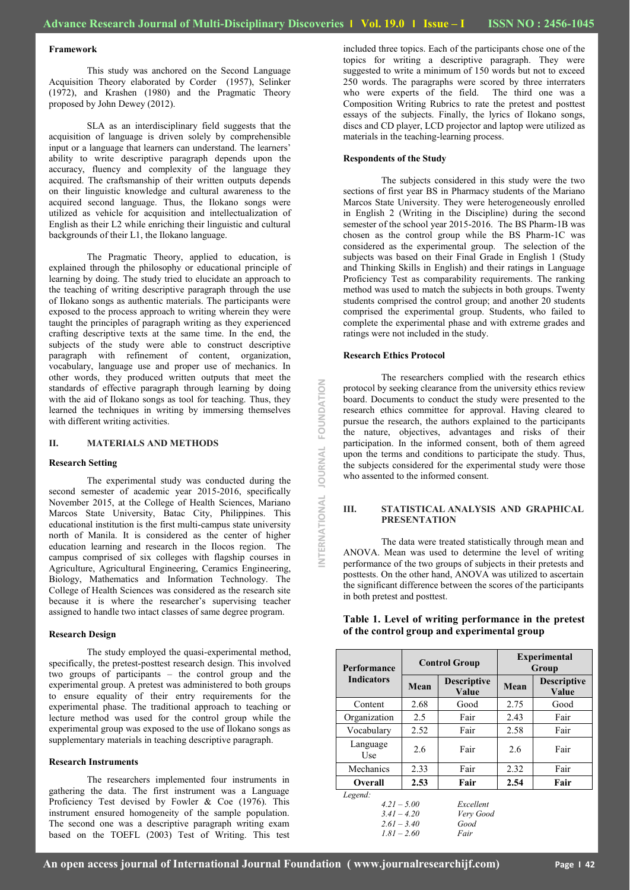### Framework

This study was anchored on the Second Language Acquisition Theory elaborated by Corder (1957), Selinker (1972), and Krashen (1980) and the Pragmatic Theory proposed by John Dewey (2012).

SLA as an interdisciplinary field suggests that the acquisition of language is driven solely by comprehensible input or a language that learners can understand. The learners' ability to write descriptive paragraph depends upon the accuracy, fluency and complexity of the language they acquired. The craftsmanship of their written outputs depends on their linguistic knowledge and cultural awareness to the acquired second language. Thus, the Ilokano songs were utilized as vehicle for acquisition and intellectualization of English as their L2 while enriching their linguistic and cultural backgrounds of their L1, the Ilokano language.

The Pragmatic Theory, applied to education, is explained through the philosophy or educational principle of learning by doing. The study tried to elucidate an approach to the teaching of writing descriptive paragraph through the use of Ilokano songs as authentic materials. The participants were exposed to the process approach to writing wherein they were taught the principles of paragraph writing as they experienced crafting descriptive texts at the same time. In the end, the subjects of the study were able to construct descriptive paragraph with refinement of content, organization, vocabulary, language use and proper use of mechanics. In other words, they produced written outputs that meet the standards of effective paragraph through learning by doing with the aid of Ilokano songs as tool for teaching. Thus, they learned the techniques in writing by immersing themselves with different writing activities.

## II. MATERIALS AND METHODS

### Research Setting

The experimental study was conducted during the second semester of academic year 2015-2016, specifically November 2015, at the College of Health Sciences, Mariano Marcos State University, Batac City, Philippines. This educational institution is the first multi-campus state university north of Manila. It is considered as the center of higher education learning and research in the Ilocos region. The campus comprised of six colleges with flagship courses in Agriculture, Agricultural Engineering, Ceramics Engineering, Biology, Mathematics and Information Technology. The College of Health Sciences was considered as the research site because it is where the researcher's supervising teacher assigned to handle two intact classes of same degree program.

### Research Design

The study employed the quasi-experimental method, specifically, the pretest-posttest research design. This involved two groups of participants – the control group and the experimental group. A pretest was administered to both groups to ensure equality of their entry requirements for the experimental phase. The traditional approach to teaching or lecture method was used for the control group while the experimental group was exposed to the use of Ilokano songs as supplementary materials in teaching descriptive paragraph.

### Research Instruments

The researchers implemented four instruments in gathering the data. The first instrument was a Language Proficiency Test devised by Fowler & Coe (1976). This instrument ensured homogeneity of the sample population. The second one was a descriptive paragraph writing exam based on the TOEFL (2003) Test of Writing. This test included three topics. Each of the participants chose one of the topics for writing a descriptive paragraph. They were suggested to write a minimum of 150 words but not to exceed 250 words. The paragraphs were scored by three interraters who were experts of the field. The third one was a Composition Writing Rubrics to rate the pretest and posttest essays of the subjects. Finally, the lyrics of Ilokano songs, discs and CD player, LCD projector and laptop were utilized as materials in the teaching-learning process.

### Respondents of the Study

The subjects considered in this study were the two sections of first year BS in Pharmacy students of the Mariano Marcos State University. They were heterogeneously enrolled in English 2 (Writing in the Discipline) during the second semester of the school year 2015-2016. The BS Pharm-1B was chosen as the control group while the BS Pharm-1C was considered as the experimental group. The selection of the subjects was based on their Final Grade in English 1 (Study and Thinking Skills in English) and their ratings in Language Proficiency Test as comparability requirements. The ranking method was used to match the subjects in both groups. Twenty students comprised the control group; and another 20 students comprised the experimental group. Students, who failed to complete the experimental phase and with extreme grades and ratings were not included in the study.

### Research Ethics Protocol

The researchers complied with the research ethics protocol by seeking clearance from the university ethics review board. Documents to conduct the study were presented to the research ethics committee for approval. Having cleared to pursue the research, the authors explained to the participants the nature, objectives, advantages and risks of their participation. In the informed consent, both of them agreed upon the terms and conditions to participate the study. Thus, the subjects considered for the experimental study were those who assented to the informed consent.

## III. STATISTICAL ANALYSIS AND GRAPHICAL PRESENTATION

The data were treated statistically through mean and ANOVA. Mean was used to determine the level of writing performance of the two groups of subjects in their pretests and posttests. On the other hand, ANOVA was utilized to ascertain the significant difference between the scores of the participants in both pretest and posttest.

**Table 1. Level of writing performance in the pretest of the control group and experimental group**

| Performance Indicators | Control Group | | Experimental Group | |
|---|---|---|---|---|
| | Mean | Descriptive Value | Mean | Descriptive Value |
| Content | 2.68 | Good | 2.75 | Good |
| Organization | 2.5 | Fair | 2.43 | Fair |
| Vocabulary | 2.52 | Fair | 2.58 | Fair |
| Language Use | 2.6 | Fair | 2.6 | Fair |
| Mechanics | 2.33 | Fair | 2.32 | Fair |
| **Overall** | **2.53** | **Fair** | **2.54** | **Fair** |

*Legend:*

*4.21 – 5.00 Excellent*
*3.41 – 4.20 Very Good*
*2.61 – 3.40 Good*
*1.81 – 2.60 Fair*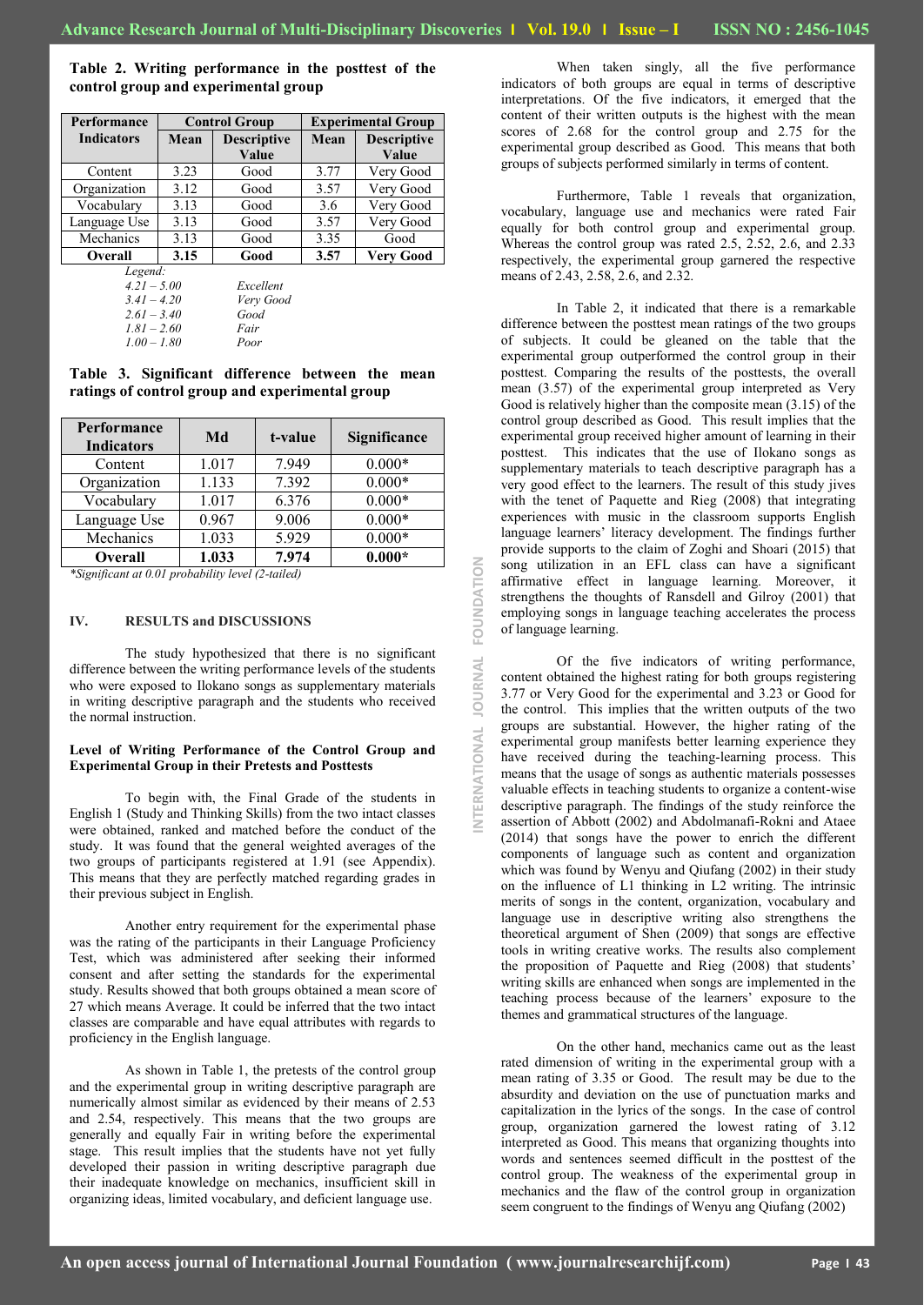**Table 2. Writing performance in the posttest of the control group and experimental group**

| Performance Indicators | Control Group | | Experimental Group | |
|---|---|---|---|---|
| | Mean | Descriptive Value | Mean | Descriptive Value |
| Content | 3.23 | Good | 3.77 | Very Good |
| Organization | 3.12 | Good | 3.57 | Very Good |
| Vocabulary | 3.13 | Good | 3.6 | Very Good |
| Language Use | 3.13 | Good | 3.57 | Very Good |
| Mechanics | 3.13 | Good | 3.35 | Good |
| **Overall** | **3.15** | **Good** | **3.57** | **Very Good** |

*Legend:*

| | |
|---|---|
| *4.21 – 5.00* | *Excellent* |
| *3.41 – 4.20* | *Very Good* |
| *2.61 – 3.40* | *Good* |
| *1.81 – 2.60* | *Fair* |
| *1.00 – 1.80* | *Poor* |

**Table 3. Significant difference between the mean ratings of control group and experimental group**

| Performance Indicators | Md | t-value | Significance |
|---|---|---|---|
| Content | 1.017 | 7.949 | 0.000* |
| Organization | 1.133 | 7.392 | 0.000* |
| Vocabulary | 1.017 | 6.376 | 0.000* |
| Language Use | 0.967 | 9.006 | 0.000* |
| Mechanics | 1.033 | 5.929 | 0.000* |
| **Overall** | **1.033** | **7.974** | **0.000*** |

*\*Significant at 0.01 probability level (2-tailed)*

## IV. RESULTS and DISCUSSIONS

The study hypothesized that there is no significant difference between the writing performance levels of the students who were exposed to Ilokano songs as supplementary materials in writing descriptive paragraph and the students who received the normal instruction.

### Level of Writing Performance of the Control Group and Experimental Group in their Pretests and Posttests

To begin with, the Final Grade of the students in English 1 (Study and Thinking Skills) from the two intact classes were obtained, ranked and matched before the conduct of the study. It was found that the general weighted averages of the two groups of participants registered at 1.91 (see Appendix). This means that they are perfectly matched regarding grades in their previous subject in English.

Another entry requirement for the experimental phase was the rating of the participants in their Language Proficiency Test, which was administered after seeking their informed consent and after setting the standards for the experimental study. Results showed that both groups obtained a mean score of 27 which means Average. It could be inferred that the two intact classes are comparable and have equal attributes with regards to proficiency in the English language.

As shown in Table 1, the pretests of the control group and the experimental group in writing descriptive paragraph are numerically almost similar as evidenced by their means of 2.53 and 2.54, respectively. This means that the two groups are generally and equally Fair in writing before the experimental stage. This result implies that the students have not yet fully developed their passion in writing descriptive paragraph due their inadequate knowledge on mechanics, insufficient skill in organizing ideas, limited vocabulary, and deficient language use.

When taken singly, all the five performance indicators of both groups are equal in terms of descriptive interpretations. Of the five indicators, it emerged that the content of their written outputs is the highest with the mean scores of 2.68 for the control group and 2.75 for the experimental group described as Good. This means that both groups of subjects performed similarly in terms of content.

Furthermore, Table 1 reveals that organization, vocabulary, language use and mechanics were rated Fair equally for both control group and experimental group. Whereas the control group was rated 2.5, 2.52, 2.6, and 2.33 respectively, the experimental group garnered the respective means of 2.43, 2.58, 2.6, and 2.32.

In Table 2, it indicated that there is a remarkable difference between the posttest mean ratings of the two groups of subjects. It could be gleaned on the table that the experimental group outperformed the control group in their posttest. Comparing the results of the posttests, the overall mean (3.57) of the experimental group interpreted as Very Good is relatively higher than the composite mean (3.15) of the control group described as Good. This result implies that the experimental group received higher amount of learning in their posttest. This indicates that the use of Ilokano songs as supplementary materials to teach descriptive paragraph has a very good effect to the learners. The result of this study jives with the tenet of Paquette and Rieg (2008) that integrating experiences with music in the classroom supports English language learners' literacy development. The findings further provide supports to the claim of Zoghi and Shoari (2015) that song utilization in an EFL class can have a significant affirmative effect in language learning. Moreover, it strengthens the thoughts of Ransdell and Gilroy (2001) that employing songs in language teaching accelerates the process of language learning.

Of the five indicators of writing performance, content obtained the highest rating for both groups registering 3.77 or Very Good for the experimental and 3.23 or Good for the control. This implies that the written outputs of the two groups are substantial. However, the higher rating of the experimental group manifests better learning experience they have received during the teaching-learning process. This means that the usage of songs as authentic materials possesses valuable effects in teaching students to organize a content-wise descriptive paragraph. The findings of the study reinforce the assertion of Abbott (2002) and Abdolmanafi-Rokni and Ataee (2014) that songs have the power to enrich the different components of language such as content and organization which was found by Wenyu and Qiufang (2002) in their study on the influence of L1 thinking in L2 writing. The intrinsic merits of songs in the content, organization, vocabulary and language use in descriptive writing also strengthens the theoretical argument of Shen (2009) that songs are effective tools in writing creative works. The results also complement the proposition of Paquette and Rieg (2008) that students' writing skills are enhanced when songs are implemented in the teaching process because of the learners' exposure to the themes and grammatical structures of the language.

On the other hand, mechanics came out as the least rated dimension of writing in the experimental group with a mean rating of 3.35 or Good. The result may be due to the absurdity and deviation on the use of punctuation marks and capitalization in the lyrics of the songs. In the case of control group, organization garnered the lowest rating of 3.12 interpreted as Good. This means that organizing thoughts into words and sentences seemed difficult in the posttest of the control group. The weakness of the experimental group in mechanics and the flaw of the control group in organization seem congruent to the findings of Wenyu ang Qiufang (2002)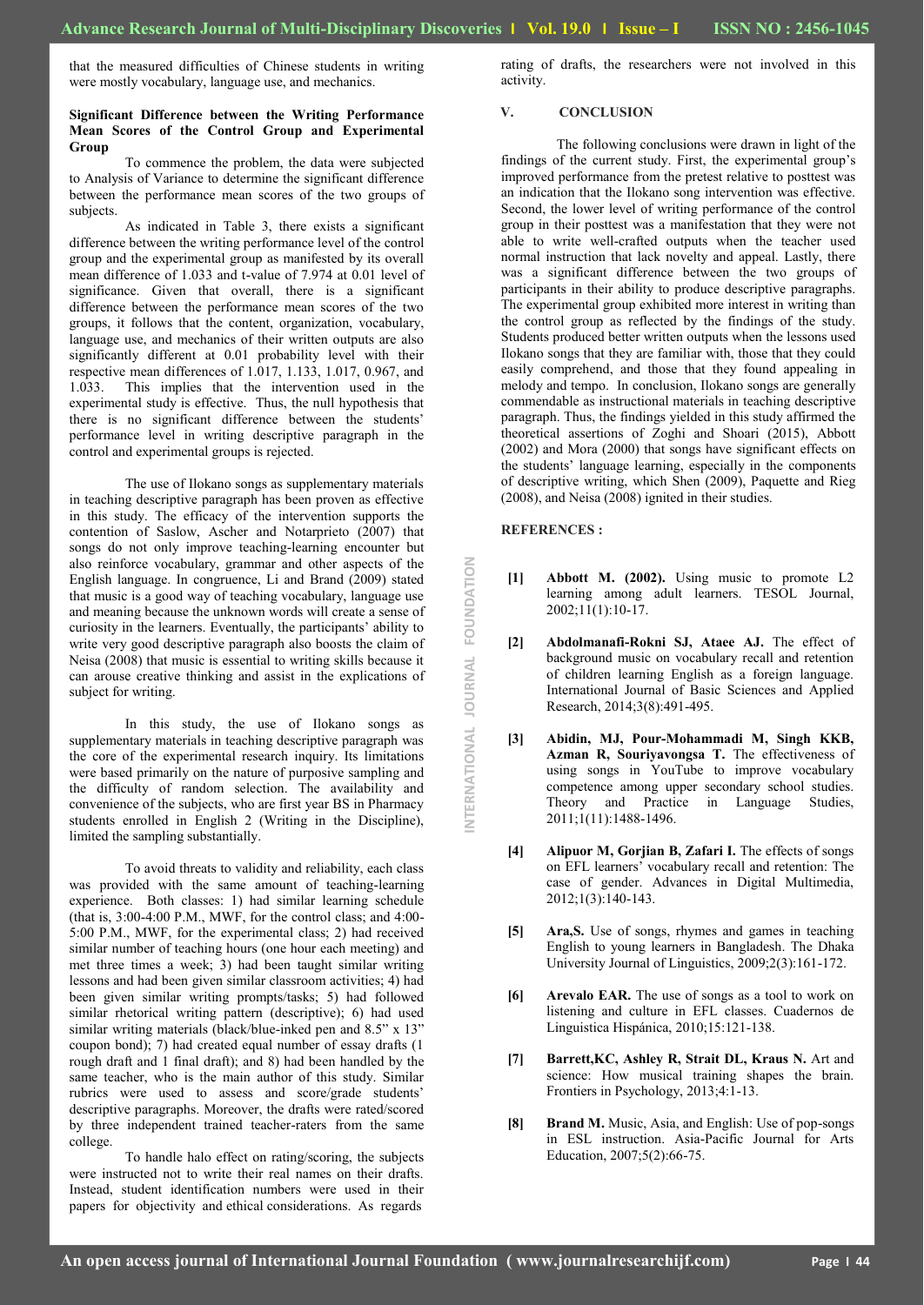that the measured difficulties of Chinese students in writing were mostly vocabulary, language use, and mechanics.

**Significant Difference between the Writing Performance Mean Scores of the Control Group and Experimental Group**

To commence the problem, the data were subjected to Analysis of Variance to determine the significant difference between the performance mean scores of the two groups of subjects.

As indicated in Table 3, there exists a significant difference between the writing performance level of the control group and the experimental group as manifested by its overall mean difference of 1.033 and t-value of 7.974 at 0.01 level of significance. Given that overall, there is a significant difference between the performance mean scores of the two groups, it follows that the content, organization, vocabulary, language use, and mechanics of their written outputs are also significantly different at 0.01 probability level with their respective mean differences of 1.017, 1.133, 1.017, 0.967, and 1.033. This implies that the intervention used in the experimental study is effective. Thus, the null hypothesis that there is no significant difference between the students' performance level in writing descriptive paragraph in the control and experimental groups is rejected.

The use of Ilokano songs as supplementary materials in teaching descriptive paragraph has been proven as effective in this study. The efficacy of the intervention supports the contention of Saslow, Ascher and Notarprieto (2007) that songs do not only improve teaching-learning encounter but also reinforce vocabulary, grammar and other aspects of the English language. In congruence, Li and Brand (2009) stated that music is a good way of teaching vocabulary, language use and meaning because the unknown words will create a sense of curiosity in the learners. Eventually, the participants' ability to write very good descriptive paragraph also boosts the claim of Neisa (2008) that music is essential to writing skills because it can arouse creative thinking and assist in the explications of subject for writing.

In this study, the use of Ilokano songs as supplementary materials in teaching descriptive paragraph was the core of the experimental research inquiry. Its limitations were based primarily on the nature of purposive sampling and the difficulty of random selection. The availability and convenience of the subjects, who are first year BS in Pharmacy students enrolled in English 2 (Writing in the Discipline), limited the sampling substantially.

To avoid threats to validity and reliability, each class was provided with the same amount of teaching-learning experience. Both classes: 1) had similar learning schedule (that is, 3:00-4:00 P.M., MWF, for the control class; and 4:00-5:00 P.M., MWF, for the experimental class; 2) had received similar number of teaching hours (one hour each meeting) and met three times a week; 3) had been taught similar writing lessons and had been given similar classroom activities; 4) had been given similar writing prompts/tasks; 5) had followed similar rhetorical writing pattern (descriptive); 6) had used similar writing materials (black/blue-inked pen and 8.5" x 13" coupon bond); 7) had created equal number of essay drafts (1 rough draft and 1 final draft); and 8) had been handled by the same teacher, who is the main author of this study. Similar rubrics were used to assess and score/grade students' descriptive paragraphs. Moreover, the drafts were rated/scored by three independent trained teacher-raters from the same college.

To handle halo effect on rating/scoring, the subjects were instructed not to write their real names on their drafts. Instead, student identification numbers were used in their papers for objectivity and ethical considerations. As regards rating of drafts, the researchers were not involved in this activity.

## V. CONCLUSION

The following conclusions were drawn in light of the findings of the current study. First, the experimental group's improved performance from the pretest relative to posttest was an indication that the Ilokano song intervention was effective. Second, the lower level of writing performance of the control group in their posttest was a manifestation that they were not able to write well-crafted outputs when the teacher used normal instruction that lack novelty and appeal. Lastly, there was a significant difference between the two groups of participants in their ability to produce descriptive paragraphs. The experimental group exhibited more interest in writing than the control group as reflected by the findings of the study. Students produced better written outputs when the lessons used Ilokano songs that they are familiar with, those that they could easily comprehend, and those that they found appealing in melody and tempo. In conclusion, Ilokano songs are generally commendable as instructional materials in teaching descriptive paragraph. Thus, the findings yielded in this study affirmed the theoretical assertions of Zoghi and Shoari (2015), Abbott (2002) and Mora (2000) that songs have significant effects on the students' language learning, especially in the components of descriptive writing, which Shen (2009), Paquette and Rieg (2008), and Neisa (2008) ignited in their studies.

## REFERENCES :

[1] **Abbott M. (2002).** Using music to promote L2 learning among adult learners. TESOL Journal, 2002;11(1):10-17.

[2] **Abdolmanafi-Rokni SJ, Ataee AJ.** The effect of background music on vocabulary recall and retention of children learning English as a foreign language. International Journal of Basic Sciences and Applied Research, 2014;3(8):491-495.

[3] **Abidin, MJ, Pour-Mohammadi M, Singh KKB, Azman R, Souriyavongsa T.** The effectiveness of using songs in YouTube to improve vocabulary competence among upper secondary school studies. Theory and Practice in Language Studies, 2011;1(11):1488-1496.

[4] **Alipuor M, Gorjian B, Zafari I.** The effects of songs on EFL learners' vocabulary recall and retention: The case of gender. Advances in Digital Multimedia, 2012;1(3):140-143.

[5] **Ara,S.** Use of songs, rhymes and games in teaching English to young learners in Bangladesh. The Dhaka University Journal of Linguistics, 2009;2(3):161-172.

[6] **Arevalo EAR.** The use of songs as a tool to work on listening and culture in EFL classes. Cuadernos de Linguistica Hispánica, 2010;15:121-138.

[7] **Barrett,KC, Ashley R, Strait DL, Kraus N.** Art and science: How musical training shapes the brain. Frontiers in Psychology, 2013;4:1-13.

[8] **Brand M.** Music, Asia, and English: Use of pop-songs in ESL instruction. Asia-Pacific Journal for Arts Education, 2007;5(2):66-75.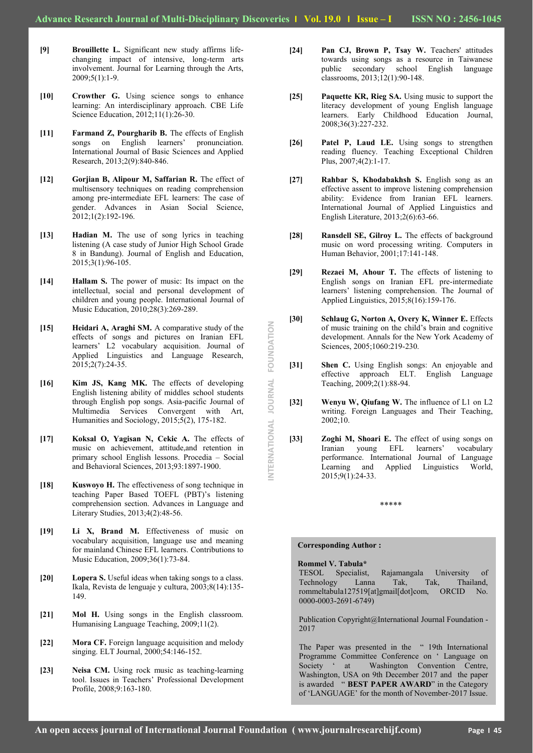[9] **Brouillette L.** Significant new study affirms life-changing impact of intensive, long-term arts involvement. Journal for Learning through the Arts, 2009;5(1):1-9.

[10] **Crowther G.** Using science songs to enhance learning: An interdisciplinary approach. CBE Life Science Education, 2012;11(1):26-30.

[11] **Farmand Z, Pourgharib B.** The effects of English songs on English learners' pronunciation. International Journal of Basic Sciences and Applied Research, 2013;2(9):840-846.

[12] **Gorjian B, Alipour M, Saffarian R.** The effect of multisensory techniques on reading comprehension among pre-intermediate EFL learners: The case of gender. Advances in Asian Social Science, 2012;1(2):192-196.

[13] **Hadian M.** The use of song lyrics in teaching listening (A case study of Junior High School Grade 8 in Bandung). Journal of English and Education, 2015;3(1):96-105.

[14] **Hallam S.** The power of music: Its impact on the intellectual, social and personal development of children and young people. International Journal of Music Education, 2010;28(3):269-289.

[15] **Heidari A, Araghi SM.** A comparative study of the effects of songs and pictures on Iranian EFL learners' L2 vocabulary acquisition. Journal of Applied Linguistics and Language Research, 2015;2(7):24-35.

[16] **Kim JS, Kang MK.** The effects of developing English listening ability of middles school students through English pop songs. Asia-pacific Journal of Multimedia Services Convergent with Art, Humanities and Sociology, 2015;5(2), 175-182.

[17] **Koksal O, Yagisan N, Cekic A.** The effects of music on achievement, attitude,and retention in primary school English lessons. Procedia – Social and Behavioral Sciences, 2013;93:1897-1900.

[18] **Kuswoyo H.** The effectiveness of song technique in teaching Paper Based TOEFL (PBT)'s listening comprehension section. Advances in Language and Literary Studies, 2013;4(2):48-56.

[19] **Li X, Brand M.** Effectiveness of music on vocabulary acquisition, language use and meaning for mainland Chinese EFL learners. Contributions to Music Education, 2009;36(1):73-84.

[20] **Lopera S.** Useful ideas when taking songs to a class. Ikala, Revista de lenguaje y cultura, 2003;8(14):135-149.

[21] **Mol H.** Using songs in the English classroom. Humanising Language Teaching, 2009;11(2).

[22] **Mora CF.** Foreign language acquisition and melody singing. ELT Journal, 2000;54:146-152.

[23] **Neisa CM.** Using rock music as teaching-learning tool. Issues in Teachers' Professional Development Profile, 2008;9:163-180.

[24] **Pan CJ, Brown P, Tsay W.** Teachers' attitudes towards using songs as a resource in Taiwanese public secondary school English language classrooms, 2013;12(1):90-148.

[25] **Paquette KR, Rieg SA.** Using music to support the literacy development of young English language learners. Early Childhood Education Journal, 2008;36(3):227-232.

[26] **Patel P, Laud LE.** Using songs to strengthen reading fluency. Teaching Exceptional Children Plus, 2007;4(2):1-17.

[27] **Rahbar S, Khodabakhsh S.** English song as an effective assent to improve listening comprehension ability: Evidence from Iranian EFL learners. International Journal of Applied Linguistics and English Literature, 2013;2(6):63-66.

[28] **Ransdell SE, Gilroy L.** The effects of background music on word processing writing. Computers in Human Behavior, 2001;17:141-148.

[29] **Rezaei M, Ahour T.** The effects of listening to English songs on Iranian EFL pre-intermediate learners' listening comprehension. The Journal of Applied Linguistics, 2015;8(16):159-176.

[30] **Schlaug G, Norton A, Overy K, Winner E.** Effects of music training on the child's brain and cognitive development. Annals for the New York Academy of Sciences, 2005;1060:219-230.

[31] **Shen C.** Using English songs: An enjoyable and effective approach ELT. English Language Teaching, 2009;2(1):88-94.

[32] **Wenyu W, Qiufang W.** The influence of L1 on L2 writing. Foreign Languages and Their Teaching, 2002;10.

[33] **Zoghi M, Shoari E.** The effect of using songs on Iranian young EFL learners' vocabulary performance. International Journal of Language Learning and Applied Linguistics World, 2015;9(1):24-33.

*****

**Corresponding Author :**

**Rommel V. Tabula***
TESOL Specialist, Rajamangala University of Technology Lanna Tak, Tak, Thailand, rommeltabula127519[at]gmail[dot]com, ORCID No. 0000-0003-2691-6749)

Publication Copyright@International Journal Foundation - 2017

The Paper was presented in the " 19th International Programme Committee Conference on ' Language on Society ' at Washington Convention Centre, Washington, USA on 9th December 2017 and the paper is awarded " **BEST PAPER AWARD**" in the Category of 'LANGUAGE' for the month of November-2017 Issue.